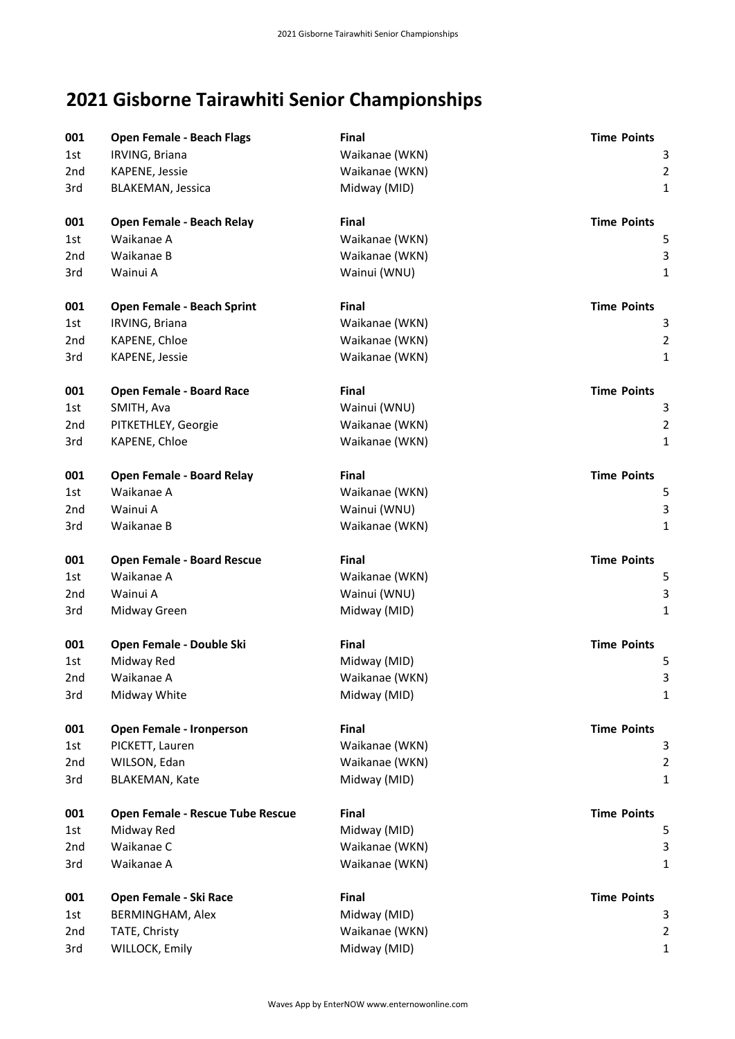# 2021 Gisborne Tairawhiti Senior Championships

| 001 | Open Female - Beach Flags | Final | Time | Points |
|---|---|---|---|---|
| 1st | IRVING, Briana | Waikanae (WKN) | | 3 |
| 2nd | KAPENE, Jessie | Waikanae (WKN) | | 2 |
| 3rd | BLAKEMAN, Jessica | Midway (MID) | | 1 |

| 001 | Open Female - Beach Relay | Final | Time | Points |
|---|---|---|---|---|
| 1st | Waikanae A | Waikanae (WKN) | | 5 |
| 2nd | Waikanae B | Waikanae (WKN) | | 3 |
| 3rd | Wainui A | Wainui (WNU) | | 1 |

| 001 | Open Female - Beach Sprint | Final | Time | Points |
|---|---|---|---|---|
| 1st | IRVING, Briana | Waikanae (WKN) | | 3 |
| 2nd | KAPENE, Chloe | Waikanae (WKN) | | 2 |
| 3rd | KAPENE, Jessie | Waikanae (WKN) | | 1 |

| 001 | Open Female - Board Race | Final | Time | Points |
|---|---|---|---|---|
| 1st | SMITH, Ava | Wainui (WNU) | | 3 |
| 2nd | PITKETHLEY, Georgie | Waikanae (WKN) | | 2 |
| 3rd | KAPENE, Chloe | Waikanae (WKN) | | 1 |

| 001 | Open Female - Board Relay | Final | Time | Points |
|---|---|---|---|---|
| 1st | Waikanae A | Waikanae (WKN) | | 5 |
| 2nd | Wainui A | Wainui (WNU) | | 3 |
| 3rd | Waikanae B | Waikanae (WKN) | | 1 |

| 001 | Open Female - Board Rescue | Final | Time | Points |
|---|---|---|---|---|
| 1st | Waikanae A | Waikanae (WKN) | | 5 |
| 2nd | Wainui A | Wainui (WNU) | | 3 |
| 3rd | Midway Green | Midway (MID) | | 1 |

| 001 | Open Female - Double Ski | Final | Time | Points |
|---|---|---|---|---|
| 1st | Midway Red | Midway (MID) | | 5 |
| 2nd | Waikanae A | Waikanae (WKN) | | 3 |
| 3rd | Midway White | Midway (MID) | | 1 |

| 001 | Open Female - Ironperson | Final | Time | Points |
|---|---|---|---|---|
| 1st | PICKETT, Lauren | Waikanae (WKN) | | 3 |
| 2nd | WILSON, Edan | Waikanae (WKN) | | 2 |
| 3rd | BLAKEMAN, Kate | Midway (MID) | | 1 |

| 001 | Open Female - Rescue Tube Rescue | Final | Time | Points |
|---|---|---|---|---|
| 1st | Midway Red | Midway (MID) | | 5 |
| 2nd | Waikanae C | Waikanae (WKN) | | 3 |
| 3rd | Waikanae A | Waikanae (WKN) | | 1 |

| 001 | Open Female - Ski Race | Final | Time | Points |
|---|---|---|---|---|
| 1st | BERMINGHAM, Alex | Midway (MID) | | 3 |
| 2nd | TATE, Christy | Waikanae (WKN) | | 2 |
| 3rd | WILLOCK, Emily | Midway (MID) | | 1 |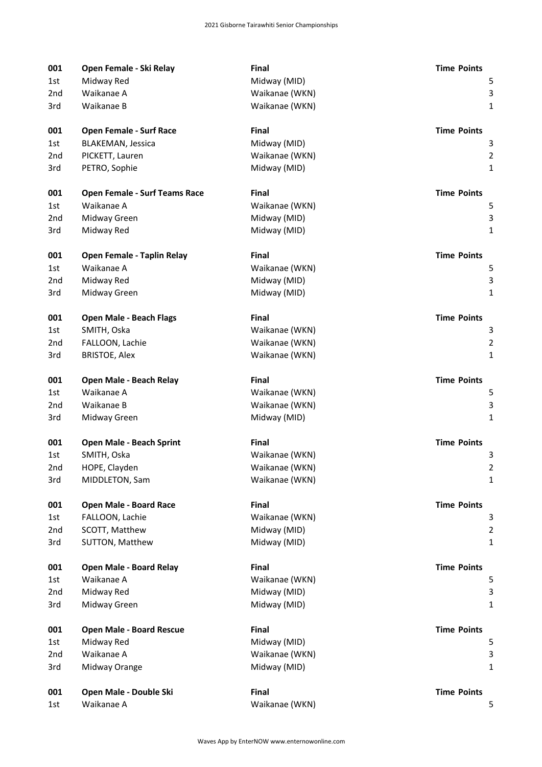| 001 | **Open Female - Ski Relay** | **Final** | **Time** | **Points** |
| --- | --- | --- | --- | --- |
| 1st | Midway Red | Midway (MID) | | 5 |
| 2nd | Waikanae A | Waikanae (WKN) | | 3 |
| 3rd | Waikanae B | Waikanae (WKN) | | 1 |

| 001 | **Open Female - Surf Race** | **Final** | **Time** | **Points** |
| --- | --- | --- | --- | --- |
| 1st | BLAKEMAN, Jessica | Midway (MID) | | 3 |
| 2nd | PICKETT, Lauren | Waikanae (WKN) | | 2 |
| 3rd | PETRO, Sophie | Midway (MID) | | 1 |

| 001 | **Open Female - Surf Teams Race** | **Final** | **Time** | **Points** |
| --- | --- | --- | --- | --- |
| 1st | Waikanae A | Waikanae (WKN) | | 5 |
| 2nd | Midway Green | Midway (MID) | | 3 |
| 3rd | Midway Red | Midway (MID) | | 1 |

| 001 | **Open Female - Taplin Relay** | **Final** | **Time** | **Points** |
| --- | --- | --- | --- | --- |
| 1st | Waikanae A | Waikanae (WKN) | | 5 |
| 2nd | Midway Red | Midway (MID) | | 3 |
| 3rd | Midway Green | Midway (MID) | | 1 |

| 001 | **Open Male - Beach Flags** | **Final** | **Time** | **Points** |
| --- | --- | --- | --- | --- |
| 1st | SMITH, Oska | Waikanae (WKN) | | 3 |
| 2nd | FALLOON, Lachie | Waikanae (WKN) | | 2 |
| 3rd | BRISTOE, Alex | Waikanae (WKN) | | 1 |

| 001 | **Open Male - Beach Relay** | **Final** | **Time** | **Points** |
| --- | --- | --- | --- | --- |
| 1st | Waikanae A | Waikanae (WKN) | | 5 |
| 2nd | Waikanae B | Waikanae (WKN) | | 3 |
| 3rd | Midway Green | Midway (MID) | | 1 |

| 001 | **Open Male - Beach Sprint** | **Final** | **Time** | **Points** |
| --- | --- | --- | --- | --- |
| 1st | SMITH, Oska | Waikanae (WKN) | | 3 |
| 2nd | HOPE, Clayden | Waikanae (WKN) | | 2 |
| 3rd | MIDDLETON, Sam | Waikanae (WKN) | | 1 |

| 001 | **Open Male - Board Race** | **Final** | **Time** | **Points** |
| --- | --- | --- | --- | --- |
| 1st | FALLOON, Lachie | Waikanae (WKN) | | 3 |
| 2nd | SCOTT, Matthew | Midway (MID) | | 2 |
| 3rd | SUTTON, Matthew | Midway (MID) | | 1 |

| 001 | **Open Male - Board Relay** | **Final** | **Time** | **Points** |
| --- | --- | --- | --- | --- |
| 1st | Waikanae A | Waikanae (WKN) | | 5 |
| 2nd | Midway Red | Midway (MID) | | 3 |
| 3rd | Midway Green | Midway (MID) | | 1 |

| 001 | **Open Male - Board Rescue** | **Final** | **Time** | **Points** |
| --- | --- | --- | --- | --- |
| 1st | Midway Red | Midway (MID) | | 5 |
| 2nd | Waikanae A | Waikanae (WKN) | | 3 |
| 3rd | Midway Orange | Midway (MID) | | 1 |

| 001 | **Open Male - Double Ski** | **Final** | **Time** | **Points** |
| --- | --- | --- | --- | --- |
| 1st | Waikanae A | Waikanae (WKN) | | 5 |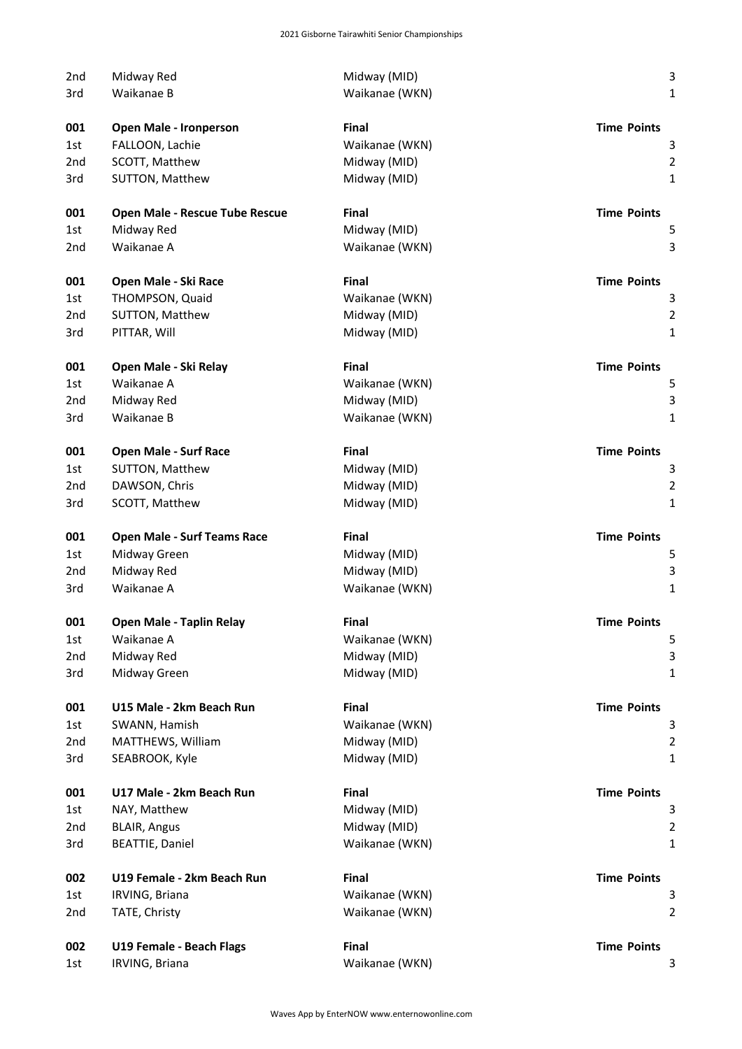| | | | |
|---|---|---|---|
| 2nd | Midway Red | Midway (MID) | 3 |
| 3rd | Waikanae B | Waikanae (WKN) | 1 |

| 001 | **Open Male - Ironperson** | **Final** | **Time Points** |
|---|---|---|---|
| 1st | FALLOON, Lachie | Waikanae (WKN) | 3 |
| 2nd | SCOTT, Matthew | Midway (MID) | 2 |
| 3rd | SUTTON, Matthew | Midway (MID) | 1 |

| 001 | **Open Male - Rescue Tube Rescue** | **Final** | **Time Points** |
|---|---|---|---|
| 1st | Midway Red | Midway (MID) | 5 |
| 2nd | Waikanae A | Waikanae (WKN) | 3 |

| 001 | **Open Male - Ski Race** | **Final** | **Time Points** |
|---|---|---|---|
| 1st | THOMPSON, Quaid | Waikanae (WKN) | 3 |
| 2nd | SUTTON, Matthew | Midway (MID) | 2 |
| 3rd | PITTAR, Will | Midway (MID) | 1 |

| 001 | **Open Male - Ski Relay** | **Final** | **Time Points** |
|---|---|---|---|
| 1st | Waikanae A | Waikanae (WKN) | 5 |
| 2nd | Midway Red | Midway (MID) | 3 |
| 3rd | Waikanae B | Waikanae (WKN) | 1 |

| 001 | **Open Male - Surf Race** | **Final** | **Time Points** |
|---|---|---|---|
| 1st | SUTTON, Matthew | Midway (MID) | 3 |
| 2nd | DAWSON, Chris | Midway (MID) | 2 |
| 3rd | SCOTT, Matthew | Midway (MID) | 1 |

| 001 | **Open Male - Surf Teams Race** | **Final** | **Time Points** |
|---|---|---|---|
| 1st | Midway Green | Midway (MID) | 5 |
| 2nd | Midway Red | Midway (MID) | 3 |
| 3rd | Waikanae A | Waikanae (WKN) | 1 |

| 001 | **Open Male - Taplin Relay** | **Final** | **Time Points** |
|---|---|---|---|
| 1st | Waikanae A | Waikanae (WKN) | 5 |
| 2nd | Midway Red | Midway (MID) | 3 |
| 3rd | Midway Green | Midway (MID) | 1 |

| 001 | **U15 Male - 2km Beach Run** | **Final** | **Time Points** |
|---|---|---|---|
| 1st | SWANN, Hamish | Waikanae (WKN) | 3 |
| 2nd | MATTHEWS, William | Midway (MID) | 2 |
| 3rd | SEABROOK, Kyle | Midway (MID) | 1 |

| 001 | **U17 Male - 2km Beach Run** | **Final** | **Time Points** |
|---|---|---|---|
| 1st | NAY, Matthew | Midway (MID) | 3 |
| 2nd | BLAIR, Angus | Midway (MID) | 2 |
| 3rd | BEATTIE, Daniel | Waikanae (WKN) | 1 |

| 002 | **U19 Female - 2km Beach Run** | **Final** | **Time Points** |
|---|---|---|---|
| 1st | IRVING, Briana | Waikanae (WKN) | 3 |
| 2nd | TATE, Christy | Waikanae (WKN) | 2 |

| 002 | **U19 Female - Beach Flags** | **Final** | **Time Points** |
|---|---|---|---|
| 1st | IRVING, Briana | Waikanae (WKN) | 3 |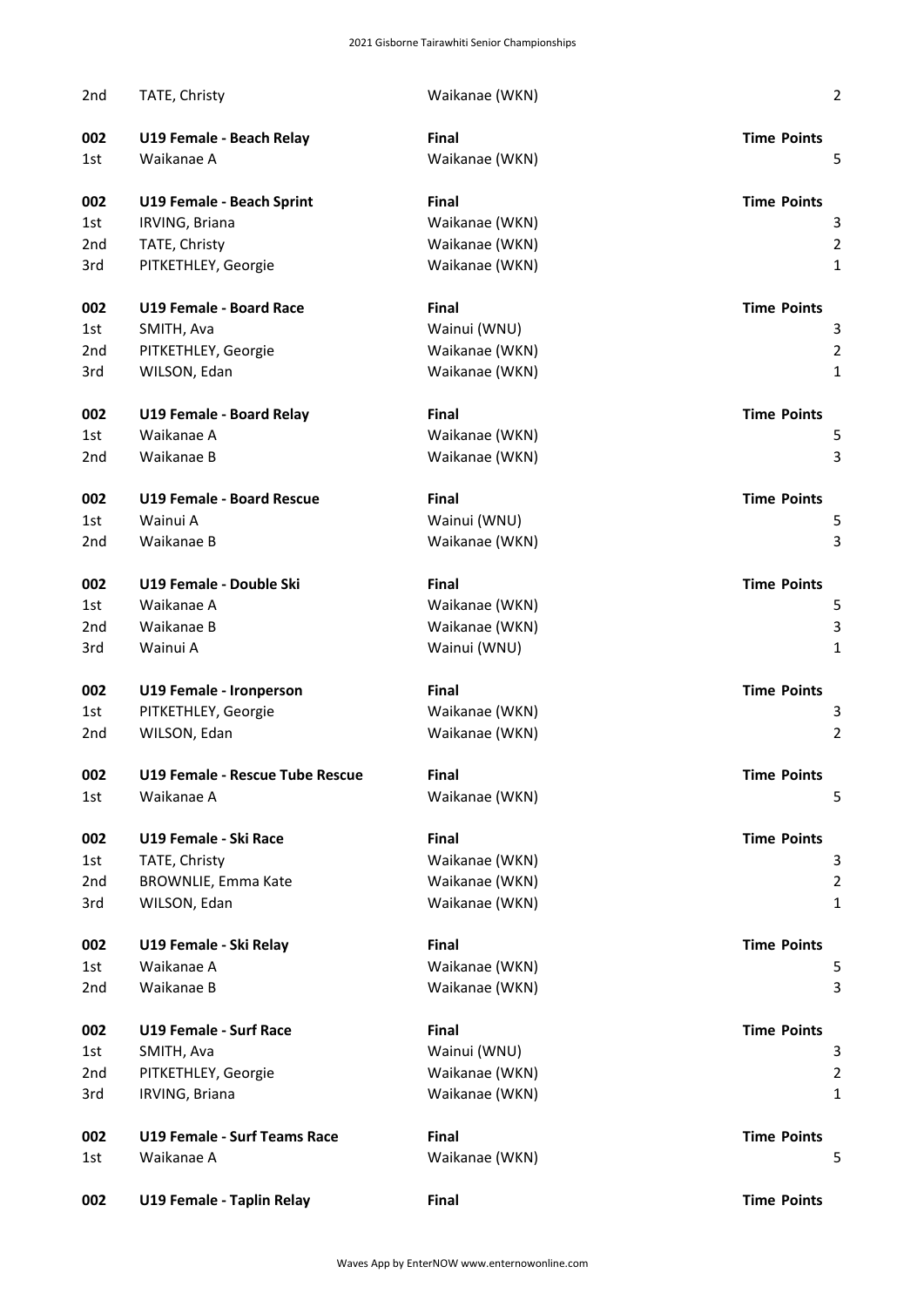| | | | |
|---|---|---|---|
| 2nd | TATE, Christy | Waikanae (WKN) | 2 |

| 002 | U19 Female - Beach Relay | Final | Time Points |
|---|---|---|---|
| 1st | Waikanae A | Waikanae (WKN) | 5 |

| 002 | U19 Female - Beach Sprint | Final | Time Points |
|---|---|---|---|
| 1st | IRVING, Briana | Waikanae (WKN) | 3 |
| 2nd | TATE, Christy | Waikanae (WKN) | 2 |
| 3rd | PITKETHLEY, Georgie | Waikanae (WKN) | 1 |

| 002 | U19 Female - Board Race | Final | Time Points |
|---|---|---|---|
| 1st | SMITH, Ava | Wainui (WNU) | 3 |
| 2nd | PITKETHLEY, Georgie | Waikanae (WKN) | 2 |
| 3rd | WILSON, Edan | Waikanae (WKN) | 1 |

| 002 | U19 Female - Board Relay | Final | Time Points |
|---|---|---|---|
| 1st | Waikanae A | Waikanae (WKN) | 5 |
| 2nd | Waikanae B | Waikanae (WKN) | 3 |

| 002 | U19 Female - Board Rescue | Final | Time Points |
|---|---|---|---|
| 1st | Wainui A | Wainui (WNU) | 5 |
| 2nd | Waikanae B | Waikanae (WKN) | 3 |

| 002 | U19 Female - Double Ski | Final | Time Points |
|---|---|---|---|
| 1st | Waikanae A | Waikanae (WKN) | 5 |
| 2nd | Waikanae B | Waikanae (WKN) | 3 |
| 3rd | Wainui A | Wainui (WNU) | 1 |

| 002 | U19 Female - Ironperson | Final | Time Points |
|---|---|---|---|
| 1st | PITKETHLEY, Georgie | Waikanae (WKN) | 3 |
| 2nd | WILSON, Edan | Waikanae (WKN) | 2 |

| 002 | U19 Female - Rescue Tube Rescue | Final | Time Points |
|---|---|---|---|
| 1st | Waikanae A | Waikanae (WKN) | 5 |

| 002 | U19 Female - Ski Race | Final | Time Points |
|---|---|---|---|
| 1st | TATE, Christy | Waikanae (WKN) | 3 |
| 2nd | BROWNLIE, Emma Kate | Waikanae (WKN) | 2 |
| 3rd | WILSON, Edan | Waikanae (WKN) | 1 |

| 002 | U19 Female - Ski Relay | Final | Time Points |
|---|---|---|---|
| 1st | Waikanae A | Waikanae (WKN) | 5 |
| 2nd | Waikanae B | Waikanae (WKN) | 3 |

| 002 | U19 Female - Surf Race | Final | Time Points |
|---|---|---|---|
| 1st | SMITH, Ava | Wainui (WNU) | 3 |
| 2nd | PITKETHLEY, Georgie | Waikanae (WKN) | 2 |
| 3rd | IRVING, Briana | Waikanae (WKN) | 1 |

| 002 | U19 Female - Surf Teams Race | Final | Time Points |
|---|---|---|---|
| 1st | Waikanae A | Waikanae (WKN) | 5 |

| 002 | U19 Female - Taplin Relay | Final | Time Points |
|---|---|---|---|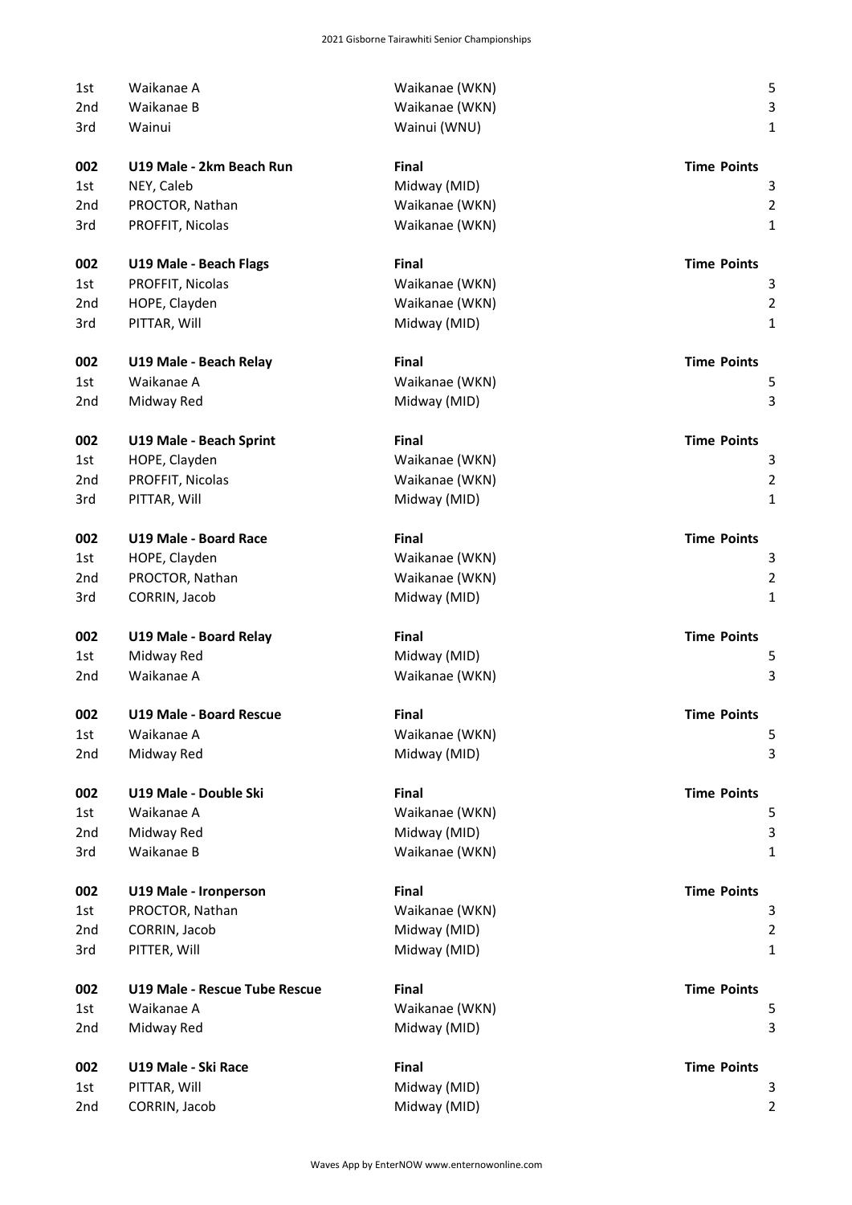| | | | |
|---|---|---|---|
| 1st | Waikanae A | Waikanae (WKN) | 5 |
| 2nd | Waikanae B | Waikanae (WKN) | 3 |
| 3rd | Wainui | Wainui (WNU) | 1 |

| 002 | U19 Male - 2km Beach Run | Final | Time Points |
|---|---|---|---|
| 1st | NEY, Caleb | Midway (MID) | 3 |
| 2nd | PROCTOR, Nathan | Waikanae (WKN) | 2 |
| 3rd | PROFFIT, Nicolas | Waikanae (WKN) | 1 |

| 002 | U19 Male - Beach Flags | Final | Time Points |
|---|---|---|---|
| 1st | PROFFIT, Nicolas | Waikanae (WKN) | 3 |
| 2nd | HOPE, Clayden | Waikanae (WKN) | 2 |
| 3rd | PITTAR, Will | Midway (MID) | 1 |

| 002 | U19 Male - Beach Relay | Final | Time Points |
|---|---|---|---|
| 1st | Waikanae A | Waikanae (WKN) | 5 |
| 2nd | Midway Red | Midway (MID) | 3 |

| 002 | U19 Male - Beach Sprint | Final | Time Points |
|---|---|---|---|
| 1st | HOPE, Clayden | Waikanae (WKN) | 3 |
| 2nd | PROFFIT, Nicolas | Waikanae (WKN) | 2 |
| 3rd | PITTAR, Will | Midway (MID) | 1 |

| 002 | U19 Male - Board Race | Final | Time Points |
|---|---|---|---|
| 1st | HOPE, Clayden | Waikanae (WKN) | 3 |
| 2nd | PROCTOR, Nathan | Waikanae (WKN) | 2 |
| 3rd | CORRIN, Jacob | Midway (MID) | 1 |

| 002 | U19 Male - Board Relay | Final | Time Points |
|---|---|---|---|
| 1st | Midway Red | Midway (MID) | 5 |
| 2nd | Waikanae A | Waikanae (WKN) | 3 |

| 002 | U19 Male - Board Rescue | Final | Time Points |
|---|---|---|---|
| 1st | Waikanae A | Waikanae (WKN) | 5 |
| 2nd | Midway Red | Midway (MID) | 3 |

| 002 | U19 Male - Double Ski | Final | Time Points |
|---|---|---|---|
| 1st | Waikanae A | Waikanae (WKN) | 5 |
| 2nd | Midway Red | Midway (MID) | 3 |
| 3rd | Waikanae B | Waikanae (WKN) | 1 |

| 002 | U19 Male - Ironperson | Final | Time Points |
|---|---|---|---|
| 1st | PROCTOR, Nathan | Waikanae (WKN) | 3 |
| 2nd | CORRIN, Jacob | Midway (MID) | 2 |
| 3rd | PITTER, Will | Midway (MID) | 1 |

| 002 | U19 Male - Rescue Tube Rescue | Final | Time Points |
|---|---|---|---|
| 1st | Waikanae A | Waikanae (WKN) | 5 |
| 2nd | Midway Red | Midway (MID) | 3 |

| 002 | U19 Male - Ski Race | Final | Time Points |
|---|---|---|---|
| 1st | PITTAR, Will | Midway (MID) | 3 |
| 2nd | CORRIN, Jacob | Midway (MID) | 2 |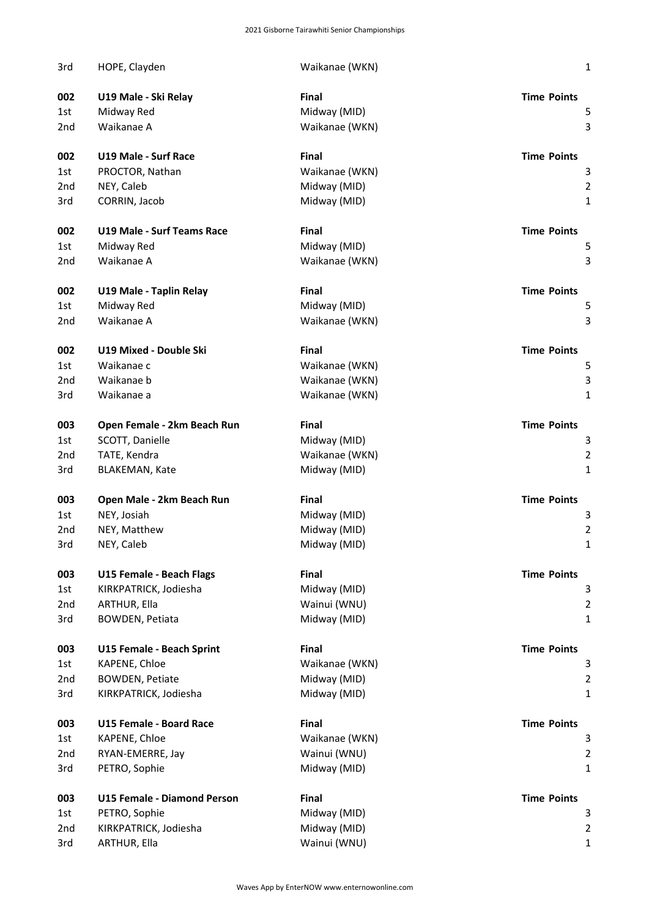| | | | | |
|---|---|---|---|---|
| 3rd | HOPE, Clayden | Waikanae (WKN) | | 1 |
| | | | | |
| **002** | **U19 Male - Ski Relay** | **Final** | **Time** | **Points** |
| 1st | Midway Red | Midway (MID) | | 5 |
| 2nd | Waikanae A | Waikanae (WKN) | | 3 |
| | | | | |
| **002** | **U19 Male - Surf Race** | **Final** | **Time** | **Points** |
| 1st | PROCTOR, Nathan | Waikanae (WKN) | | 3 |
| 2nd | NEY, Caleb | Midway (MID) | | 2 |
| 3rd | CORRIN, Jacob | Midway (MID) | | 1 |
| | | | | |
| **002** | **U19 Male - Surf Teams Race** | **Final** | **Time** | **Points** |
| 1st | Midway Red | Midway (MID) | | 5 |
| 2nd | Waikanae A | Waikanae (WKN) | | 3 |
| | | | | |
| **002** | **U19 Male - Taplin Relay** | **Final** | **Time** | **Points** |
| 1st | Midway Red | Midway (MID) | | 5 |
| 2nd | Waikanae A | Waikanae (WKN) | | 3 |
| | | | | |
| **002** | **U19 Mixed - Double Ski** | **Final** | **Time** | **Points** |
| 1st | Waikanae c | Waikanae (WKN) | | 5 |
| 2nd | Waikanae b | Waikanae (WKN) | | 3 |
| 3rd | Waikanae a | Waikanae (WKN) | | 1 |
| | | | | |
| **003** | **Open Female - 2km Beach Run** | **Final** | **Time** | **Points** |
| 1st | SCOTT, Danielle | Midway (MID) | | 3 |
| 2nd | TATE, Kendra | Waikanae (WKN) | | 2 |
| 3rd | BLAKEMAN, Kate | Midway (MID) | | 1 |
| | | | | |
| **003** | **Open Male - 2km Beach Run** | **Final** | **Time** | **Points** |
| 1st | NEY, Josiah | Midway (MID) | | 3 |
| 2nd | NEY, Matthew | Midway (MID) | | 2 |
| 3rd | NEY, Caleb | Midway (MID) | | 1 |
| | | | | |
| **003** | **U15 Female - Beach Flags** | **Final** | **Time** | **Points** |
| 1st | KIRKPATRICK, Jodiesha | Midway (MID) | | 3 |
| 2nd | ARTHUR, Ella | Wainui (WNU) | | 2 |
| 3rd | BOWDEN, Petiata | Midway (MID) | | 1 |
| | | | | |
| **003** | **U15 Female - Beach Sprint** | **Final** | **Time** | **Points** |
| 1st | KAPENE, Chloe | Waikanae (WKN) | | 3 |
| 2nd | BOWDEN, Petiate | Midway (MID) | | 2 |
| 3rd | KIRKPATRICK, Jodiesha | Midway (MID) | | 1 |
| | | | | |
| **003** | **U15 Female - Board Race** | **Final** | **Time** | **Points** |
| 1st | KAPENE, Chloe | Waikanae (WKN) | | 3 |
| 2nd | RYAN-EMERRE, Jay | Wainui (WNU) | | 2 |
| 3rd | PETRO, Sophie | Midway (MID) | | 1 |
| | | | | |
| **003** | **U15 Female - Diamond Person** | **Final** | **Time** | **Points** |
| 1st | PETRO, Sophie | Midway (MID) | | 3 |
| 2nd | KIRKPATRICK, Jodiesha | Midway (MID) | | 2 |
| 3rd | ARTHUR, Ella | Wainui (WNU) | | 1 |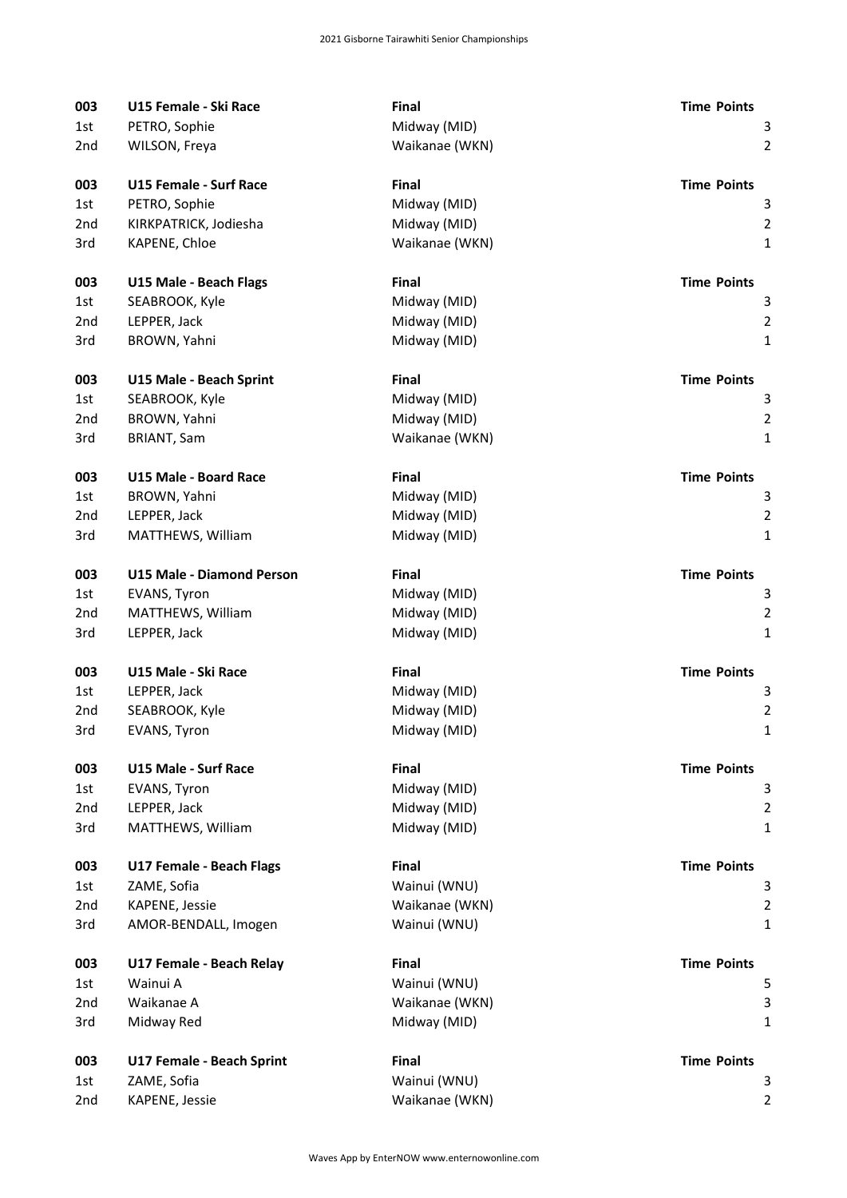| 003 | U15 Female - Ski Race | Final | Time | Points |
|---|---|---|---|---|
| 1st | PETRO, Sophie | Midway (MID) | | 3 |
| 2nd | WILSON, Freya | Waikanae (WKN) | | 2 |

| 003 | U15 Female - Surf Race | Final | Time | Points |
|---|---|---|---|---|
| 1st | PETRO, Sophie | Midway (MID) | | 3 |
| 2nd | KIRKPATRICK, Jodiesha | Midway (MID) | | 2 |
| 3rd | KAPENE, Chloe | Waikanae (WKN) | | 1 |

| 003 | U15 Male - Beach Flags | Final | Time | Points |
|---|---|---|---|---|
| 1st | SEABROOK, Kyle | Midway (MID) | | 3 |
| 2nd | LEPPER, Jack | Midway (MID) | | 2 |
| 3rd | BROWN, Yahni | Midway (MID) | | 1 |

| 003 | U15 Male - Beach Sprint | Final | Time | Points |
|---|---|---|---|---|
| 1st | SEABROOK, Kyle | Midway (MID) | | 3 |
| 2nd | BROWN, Yahni | Midway (MID) | | 2 |
| 3rd | BRIANT, Sam | Waikanae (WKN) | | 1 |

| 003 | U15 Male - Board Race | Final | Time | Points |
|---|---|---|---|---|
| 1st | BROWN, Yahni | Midway (MID) | | 3 |
| 2nd | LEPPER, Jack | Midway (MID) | | 2 |
| 3rd | MATTHEWS, William | Midway (MID) | | 1 |

| 003 | U15 Male - Diamond Person | Final | Time | Points |
|---|---|---|---|---|
| 1st | EVANS, Tyron | Midway (MID) | | 3 |
| 2nd | MATTHEWS, William | Midway (MID) | | 2 |
| 3rd | LEPPER, Jack | Midway (MID) | | 1 |

| 003 | U15 Male - Ski Race | Final | Time | Points |
|---|---|---|---|---|
| 1st | LEPPER, Jack | Midway (MID) | | 3 |
| 2nd | SEABROOK, Kyle | Midway (MID) | | 2 |
| 3rd | EVANS, Tyron | Midway (MID) | | 1 |

| 003 | U15 Male - Surf Race | Final | Time | Points |
|---|---|---|---|---|
| 1st | EVANS, Tyron | Midway (MID) | | 3 |
| 2nd | LEPPER, Jack | Midway (MID) | | 2 |
| 3rd | MATTHEWS, William | Midway (MID) | | 1 |

| 003 | U17 Female - Beach Flags | Final | Time | Points |
|---|---|---|---|---|
| 1st | ZAME, Sofia | Wainui (WNU) | | 3 |
| 2nd | KAPENE, Jessie | Waikanae (WKN) | | 2 |
| 3rd | AMOR-BENDALL, Imogen | Wainui (WNU) | | 1 |

| 003 | U17 Female - Beach Relay | Final | Time | Points |
|---|---|---|---|---|
| 1st | Wainui A | Wainui (WNU) | | 5 |
| 2nd | Waikanae A | Waikanae (WKN) | | 3 |
| 3rd | Midway Red | Midway (MID) | | 1 |

| 003 | U17 Female - Beach Sprint | Final | Time | Points |
|---|---|---|---|---|
| 1st | ZAME, Sofia | Wainui (WNU) | | 3 |
| 2nd | KAPENE, Jessie | Waikanae (WKN) | | 2 |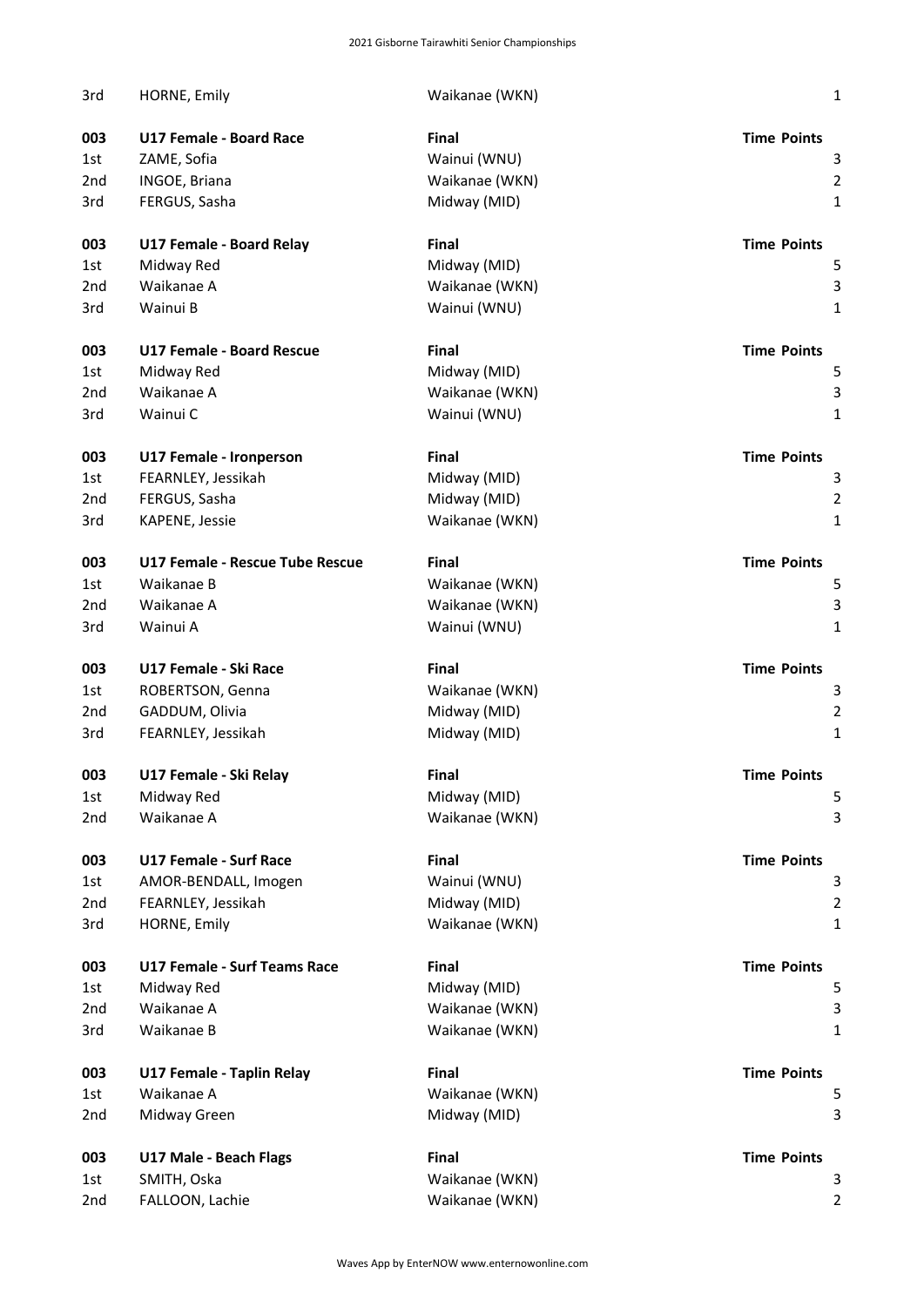| | | | |
|---|---|---|---|
| 3rd | HORNE, Emily | Waikanae (WKN) | 1 |

| 003 | U17 Female - Board Race | Final | Time Points |
|---|---|---|---|
| 1st | ZAME, Sofia | Wainui (WNU) | 3 |
| 2nd | INGOE, Briana | Waikanae (WKN) | 2 |
| 3rd | FERGUS, Sasha | Midway (MID) | 1 |

| 003 | U17 Female - Board Relay | Final | Time Points |
|---|---|---|---|
| 1st | Midway Red | Midway (MID) | 5 |
| 2nd | Waikanae A | Waikanae (WKN) | 3 |
| 3rd | Wainui B | Wainui (WNU) | 1 |

| 003 | U17 Female - Board Rescue | Final | Time Points |
|---|---|---|---|
| 1st | Midway Red | Midway (MID) | 5 |
| 2nd | Waikanae A | Waikanae (WKN) | 3 |
| 3rd | Wainui C | Wainui (WNU) | 1 |

| 003 | U17 Female - Ironperson | Final | Time Points |
|---|---|---|---|
| 1st | FEARNLEY, Jessikah | Midway (MID) | 3 |
| 2nd | FERGUS, Sasha | Midway (MID) | 2 |
| 3rd | KAPENE, Jessie | Waikanae (WKN) | 1 |

| 003 | U17 Female - Rescue Tube Rescue | Final | Time Points |
|---|---|---|---|
| 1st | Waikanae B | Waikanae (WKN) | 5 |
| 2nd | Waikanae A | Waikanae (WKN) | 3 |
| 3rd | Wainui A | Wainui (WNU) | 1 |

| 003 | U17 Female - Ski Race | Final | Time Points |
|---|---|---|---|
| 1st | ROBERTSON, Genna | Waikanae (WKN) | 3 |
| 2nd | GADDUM, Olivia | Midway (MID) | 2 |
| 3rd | FEARNLEY, Jessikah | Midway (MID) | 1 |

| 003 | U17 Female - Ski Relay | Final | Time Points |
|---|---|---|---|
| 1st | Midway Red | Midway (MID) | 5 |
| 2nd | Waikanae A | Waikanae (WKN) | 3 |

| 003 | U17 Female - Surf Race | Final | Time Points |
|---|---|---|---|
| 1st | AMOR-BENDALL, Imogen | Wainui (WNU) | 3 |
| 2nd | FEARNLEY, Jessikah | Midway (MID) | 2 |
| 3rd | HORNE, Emily | Waikanae (WKN) | 1 |

| 003 | U17 Female - Surf Teams Race | Final | Time Points |
|---|---|---|---|
| 1st | Midway Red | Midway (MID) | 5 |
| 2nd | Waikanae A | Waikanae (WKN) | 3 |
| 3rd | Waikanae B | Waikanae (WKN) | 1 |

| 003 | U17 Female - Taplin Relay | Final | Time Points |
|---|---|---|---|
| 1st | Waikanae A | Waikanae (WKN) | 5 |
| 2nd | Midway Green | Midway (MID) | 3 |

| 003 | U17 Male - Beach Flags | Final | Time Points |
|---|---|---|---|
| 1st | SMITH, Oska | Waikanae (WKN) | 3 |
| 2nd | FALLOON, Lachie | Waikanae (WKN) | 2 |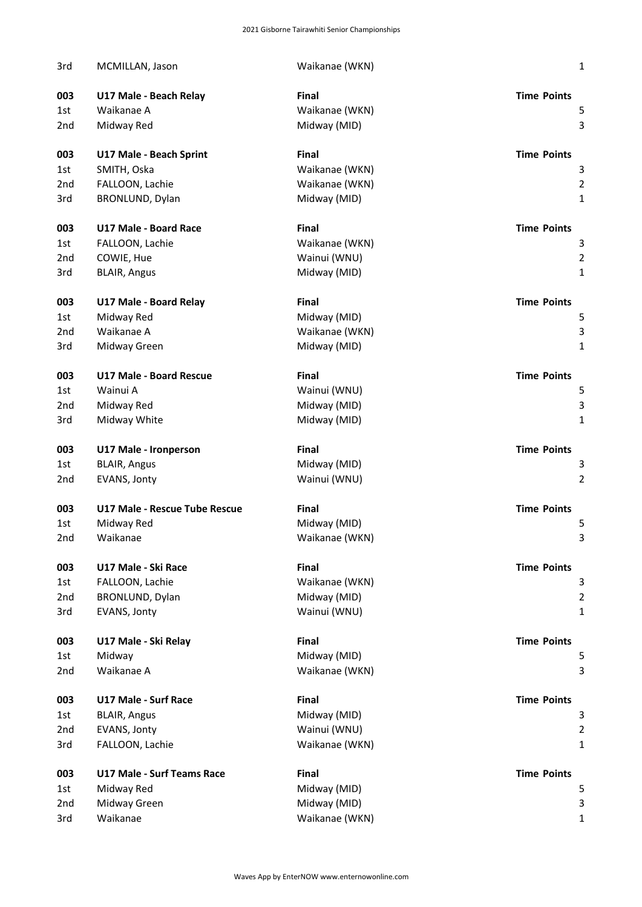| | | | |
|---|---|---|---|
| 3rd | MCMILLAN, Jason | Waikanae (WKN) | 1 |

| 003 | **U17 Male - Beach Relay** | **Final** | **Time Points** |
|---|---|---|---|
| 1st | Waikanae A | Waikanae (WKN) | 5 |
| 2nd | Midway Red | Midway (MID) | 3 |

| 003 | **U17 Male - Beach Sprint** | **Final** | **Time Points** |
|---|---|---|---|
| 1st | SMITH, Oska | Waikanae (WKN) | 3 |
| 2nd | FALLOON, Lachie | Waikanae (WKN) | 2 |
| 3rd | BRONLUND, Dylan | Midway (MID) | 1 |

| 003 | **U17 Male - Board Race** | **Final** | **Time Points** |
|---|---|---|---|
| 1st | FALLOON, Lachie | Waikanae (WKN) | 3 |
| 2nd | COWIE, Hue | Wainui (WNU) | 2 |
| 3rd | BLAIR, Angus | Midway (MID) | 1 |

| 003 | **U17 Male - Board Relay** | **Final** | **Time Points** |
|---|---|---|---|
| 1st | Midway Red | Midway (MID) | 5 |
| 2nd | Waikanae A | Waikanae (WKN) | 3 |
| 3rd | Midway Green | Midway (MID) | 1 |

| 003 | **U17 Male - Board Rescue** | **Final** | **Time Points** |
|---|---|---|---|
| 1st | Wainui A | Wainui (WNU) | 5 |
| 2nd | Midway Red | Midway (MID) | 3 |
| 3rd | Midway White | Midway (MID) | 1 |

| 003 | **U17 Male - Ironperson** | **Final** | **Time Points** |
|---|---|---|---|
| 1st | BLAIR, Angus | Midway (MID) | 3 |
| 2nd | EVANS, Jonty | Wainui (WNU) | 2 |

| 003 | **U17 Male - Rescue Tube Rescue** | **Final** | **Time Points** |
|---|---|---|---|
| 1st | Midway Red | Midway (MID) | 5 |
| 2nd | Waikanae | Waikanae (WKN) | 3 |

| 003 | **U17 Male - Ski Race** | **Final** | **Time Points** |
|---|---|---|---|
| 1st | FALLOON, Lachie | Waikanae (WKN) | 3 |
| 2nd | BRONLUND, Dylan | Midway (MID) | 2 |
| 3rd | EVANS, Jonty | Wainui (WNU) | 1 |

| 003 | **U17 Male - Ski Relay** | **Final** | **Time Points** |
|---|---|---|---|
| 1st | Midway | Midway (MID) | 5 |
| 2nd | Waikanae A | Waikanae (WKN) | 3 |

| 003 | **U17 Male - Surf Race** | **Final** | **Time Points** |
|---|---|---|---|
| 1st | BLAIR, Angus | Midway (MID) | 3 |
| 2nd | EVANS, Jonty | Wainui (WNU) | 2 |
| 3rd | FALLOON, Lachie | Waikanae (WKN) | 1 |

| 003 | **U17 Male - Surf Teams Race** | **Final** | **Time Points** |
|---|---|---|---|
| 1st | Midway Red | Midway (MID) | 5 |
| 2nd | Midway Green | Midway (MID) | 3 |
| 3rd | Waikanae | Waikanae (WKN) | 1 |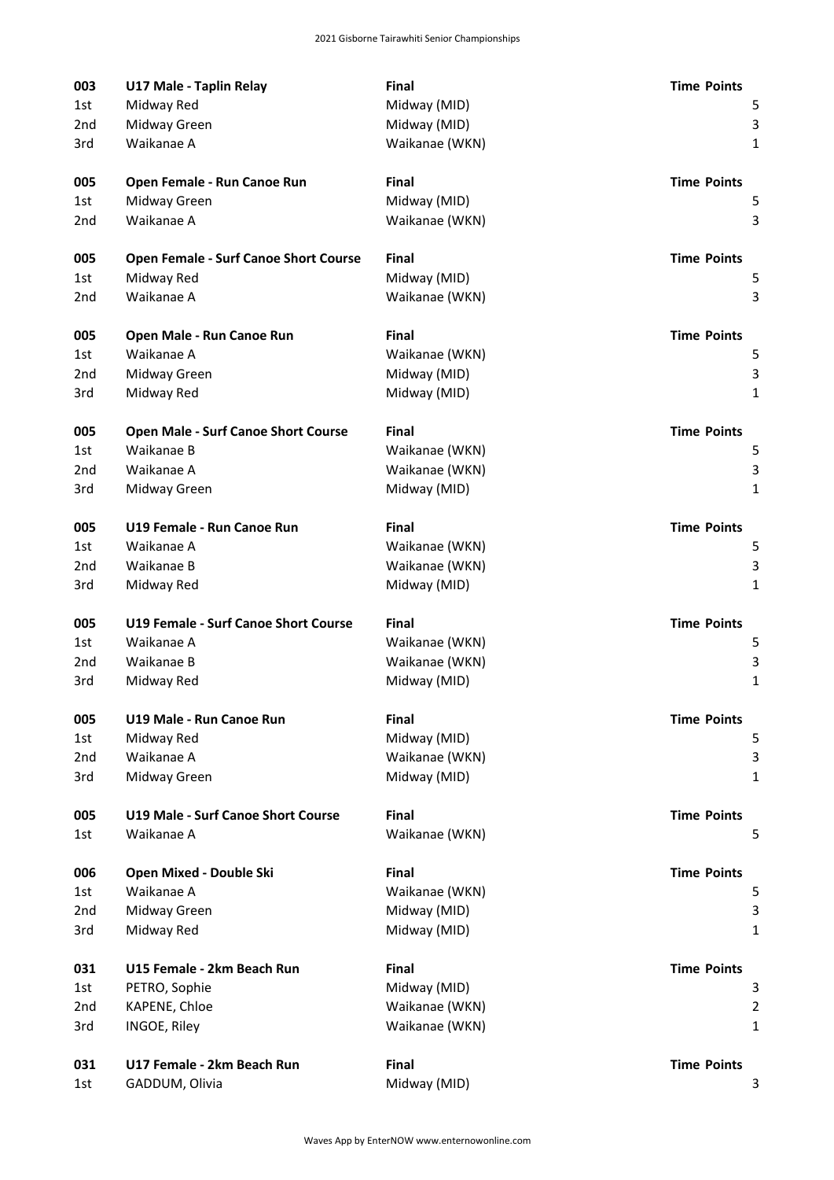| 003 | U17 Male - Taplin Relay | Final | Time | Points |
|---|---|---|---|---|
| 1st | Midway Red | Midway (MID) | | 5 |
| 2nd | Midway Green | Midway (MID) | | 3 |
| 3rd | Waikanae A | Waikanae (WKN) | | 1 |

| 005 | Open Female - Run Canoe Run | Final | Time | Points |
|---|---|---|---|---|
| 1st | Midway Green | Midway (MID) | | 5 |
| 2nd | Waikanae A | Waikanae (WKN) | | 3 |

| 005 | Open Female - Surf Canoe Short Course | Final | Time | Points |
|---|---|---|---|---|
| 1st | Midway Red | Midway (MID) | | 5 |
| 2nd | Waikanae A | Waikanae (WKN) | | 3 |

| 005 | Open Male - Run Canoe Run | Final | Time | Points |
|---|---|---|---|---|
| 1st | Waikanae A | Waikanae (WKN) | | 5 |
| 2nd | Midway Green | Midway (MID) | | 3 |
| 3rd | Midway Red | Midway (MID) | | 1 |

| 005 | Open Male - Surf Canoe Short Course | Final | Time | Points |
|---|---|---|---|---|
| 1st | Waikanae B | Waikanae (WKN) | | 5 |
| 2nd | Waikanae A | Waikanae (WKN) | | 3 |
| 3rd | Midway Green | Midway (MID) | | 1 |

| 005 | U19 Female - Run Canoe Run | Final | Time | Points |
|---|---|---|---|---|
| 1st | Waikanae A | Waikanae (WKN) | | 5 |
| 2nd | Waikanae B | Waikanae (WKN) | | 3 |
| 3rd | Midway Red | Midway (MID) | | 1 |

| 005 | U19 Female - Surf Canoe Short Course | Final | Time | Points |
|---|---|---|---|---|
| 1st | Waikanae A | Waikanae (WKN) | | 5 |
| 2nd | Waikanae B | Waikanae (WKN) | | 3 |
| 3rd | Midway Red | Midway (MID) | | 1 |

| 005 | U19 Male - Run Canoe Run | Final | Time | Points |
|---|---|---|---|---|
| 1st | Midway Red | Midway (MID) | | 5 |
| 2nd | Waikanae A | Waikanae (WKN) | | 3 |
| 3rd | Midway Green | Midway (MID) | | 1 |

| 005 | U19 Male - Surf Canoe Short Course | Final | Time | Points |
|---|---|---|---|---|
| 1st | Waikanae A | Waikanae (WKN) | | 5 |

| 006 | Open Mixed - Double Ski | Final | Time | Points |
|---|---|---|---|---|
| 1st | Waikanae A | Waikanae (WKN) | | 5 |
| 2nd | Midway Green | Midway (MID) | | 3 |
| 3rd | Midway Red | Midway (MID) | | 1 |

| 031 | U15 Female - 2km Beach Run | Final | Time | Points |
|---|---|---|---|---|
| 1st | PETRO, Sophie | Midway (MID) | | 3 |
| 2nd | KAPENE, Chloe | Waikanae (WKN) | | 2 |
| 3rd | INGOE, Riley | Waikanae (WKN) | | 1 |

| 031 | U17 Female - 2km Beach Run | Final | Time | Points |
|---|---|---|---|---|
| 1st | GADDUM, Olivia | Midway (MID) | | 3 |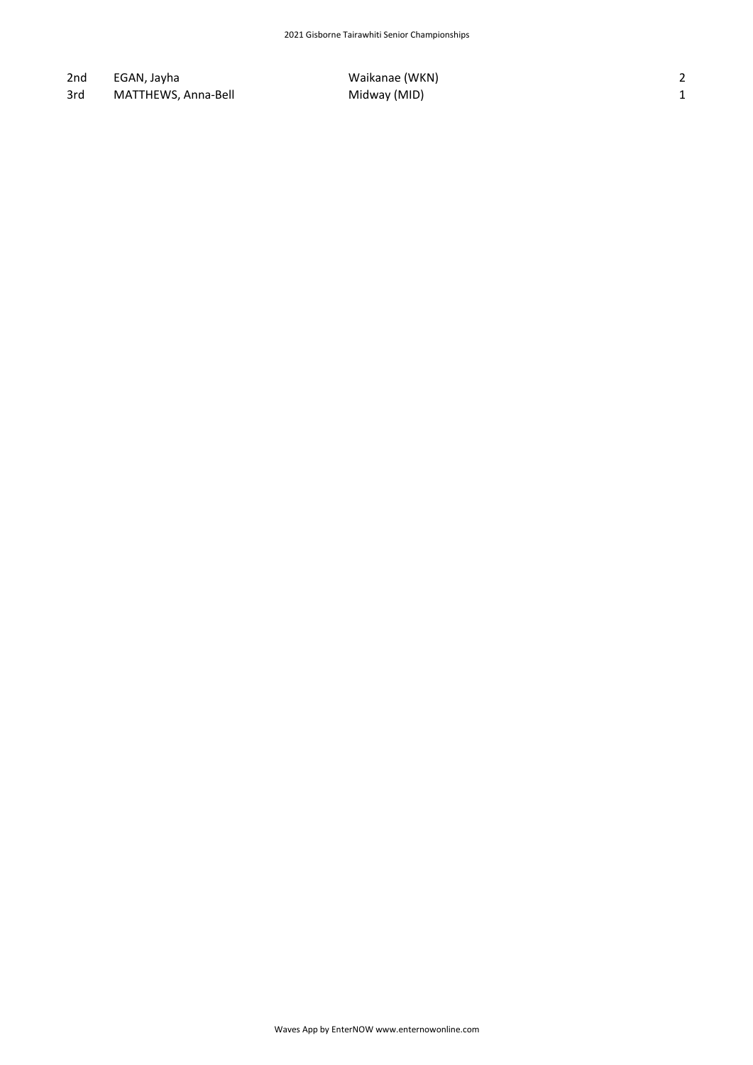| | | | |
|---|---|---|---|
| 2nd | EGAN, Jayha | Waikanae (WKN) | 2 |
| 3rd | MATTHEWS, Anna-Bell | Midway (MID) | 1 |